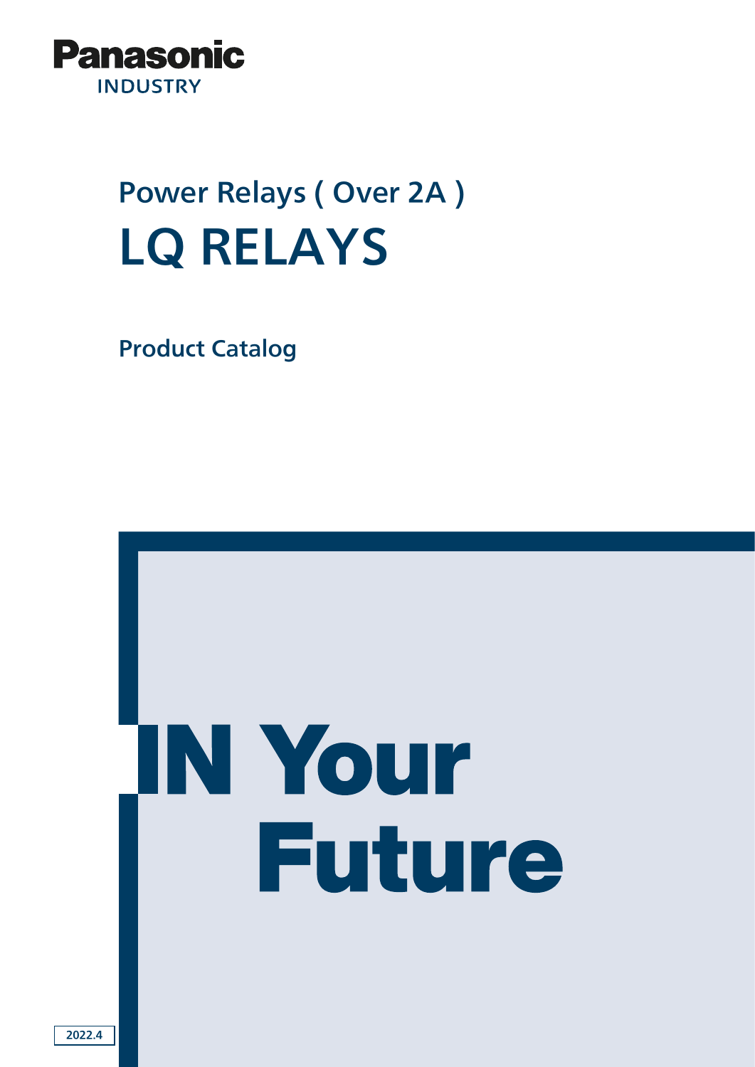Panasonic

INDUSTRY

## Power Relays ( Over 2A )

# LQ RELAYS

### Product Catalog

IN Your Future

2022.4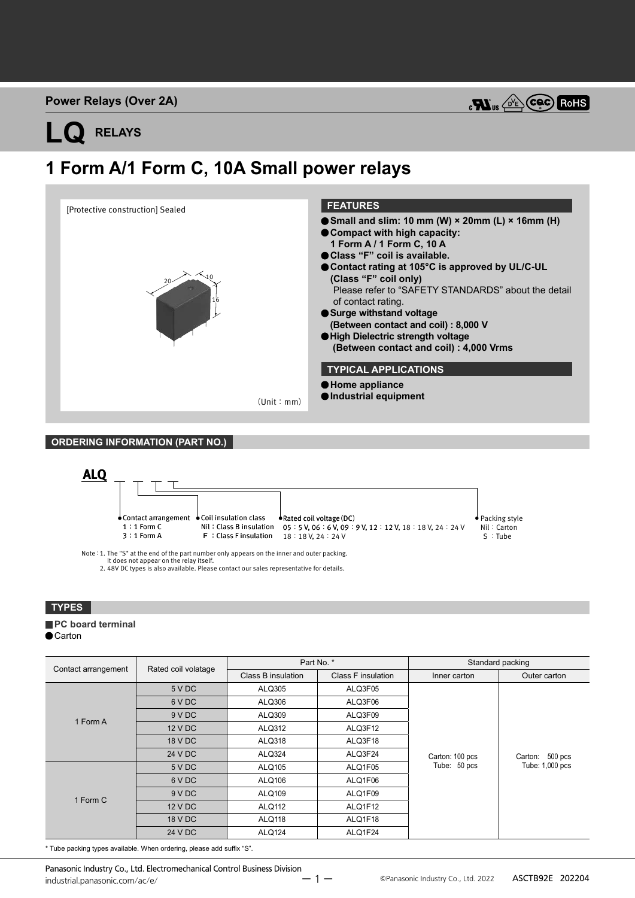Power Relays (Over 2A)

# LQ RELAYS

## 1 Form A/1 Form C, 10A Small power relays

[Protective construction] Sealed

(Unit：mm)

### FEATURES

- **Small and slim: 10 mm (W) × 20mm (L) × 16mm (H)**
- **Compact with high capacity: 1 Form A / 1 Form C, 10 A**
- **Class "F" coil is available.**
- **Contact rating at 105°C is approved by UL/C-UL (Class "F" coil only)**
  Please refer to "SAFETY STANDARDS" about the detail of contact rating.
- **Surge withstand voltage (Between contact and coil) : 8,000 V**
- **High Dielectric strength voltage (Between contact and coil) : 4,000 Vrms**

### TYPICAL APPLICATIONS

- **Home appliance**
- **Industrial equipment**

## ORDERING INFORMATION (PART NO.)

ALQ _ _ _ _

- Contact arrangement
  - 1：1 Form C
  - 3：1 Form A
- Coil insulation class
  - Nil：Class B insulation
  - F：Class F insulation
- Rated coil voltage (DC)
  - 05：5 V, 06：6 V, 09：9 V, 12：12 V, 18：18 V, 24：24 V
- Packing style
  - Nil：Carton
  - S：Tube

Note：1. The "S" at the end of the part number only appears on the inner and outer packing. It does not appear on the relay itself.
2. 48V DC types is also available. Please contact our sales representative for details.

## TYPES

■ **PC board terminal**

● Carton

| Contact arrangement | Rated coil volatage | Part No. * | | Standard packing | |
|---|---|---|---|---|---|
| | | Class B insulation | Class F insulation | Inner carton | Outer carton |
| 1 Form A | 5 V DC | ALQ305 | ALQ3F05 | Carton: 100 pcs<br>Tube: 50 pcs | Carton: 500 pcs<br>Tube: 1,000 pcs |
| | 6 V DC | ALQ306 | ALQ3F06 | | |
| | 9 V DC | ALQ309 | ALQ3F09 | | |
| | 12 V DC | ALQ312 | ALQ3F12 | | |
| | 18 V DC | ALQ318 | ALQ3F18 | | |
| | 24 V DC | ALQ324 | ALQ3F24 | | |
| 1 Form C | 5 V DC | ALQ105 | ALQ1F05 | | |
| | 6 V DC | ALQ106 | ALQ1F06 | | |
| | 9 V DC | ALQ109 | ALQ1F09 | | |
| | 12 V DC | ALQ112 | ALQ1F12 | | |
| | 18 V DC | ALQ118 | ALQ1F18 | | |
| | 24 V DC | ALQ124 | ALQ1F24 | | |

* Tube packing types available. When ordering, please add suffix "S".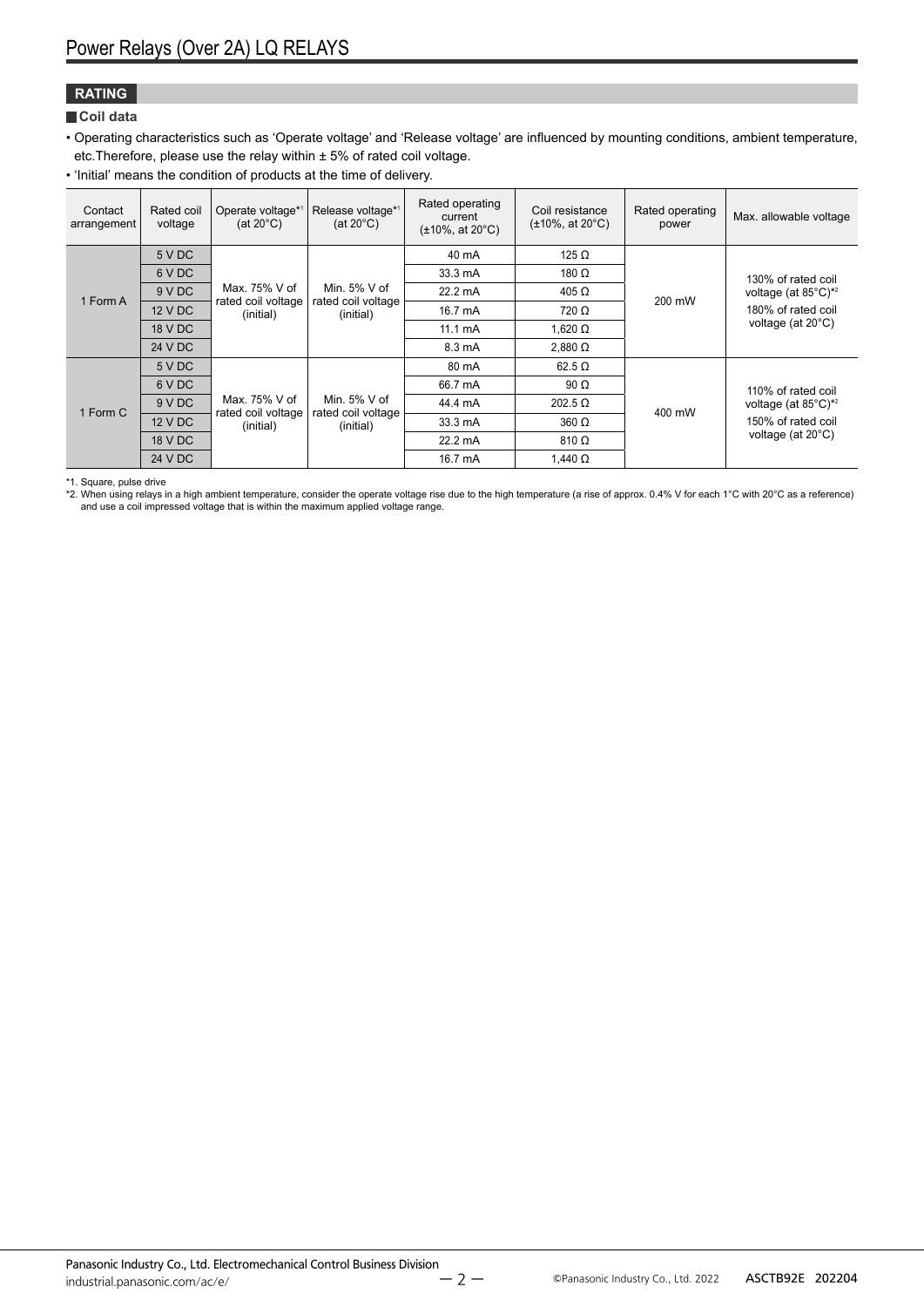## RATING

### Coil data

- Operating characteristics such as 'Operate voltage' and 'Release voltage' are influenced by mounting conditions, ambient temperature, etc.Therefore, please use the relay within ± 5% of rated coil voltage.
- 'Initial' means the condition of products at the time of delivery.

| Contact arrangement | Rated coil voltage | Operate voltage*1 (at 20°C) | Release voltage*1 (at 20°C) | Rated operating current (±10%, at 20°C) | Coil resistance (±10%, at 20°C) | Rated operating power | Max. allowable voltage |
|---|---|---|---|---|---|---|---|
| 1 Form A | 5 V DC | Max. 75% V of rated coil voltage (initial) | Min. 5% V of rated coil voltage (initial) | 40 mA | 125 Ω | 200 mW | 130% of rated coil voltage (at 85°C)*2 180% of rated coil voltage (at 20°C) |
| | 6 V DC | | | 33.3 mA | 180 Ω | | |
| | 9 V DC | | | 22.2 mA | 405 Ω | | |
| | 12 V DC | | | 16.7 mA | 720 Ω | | |
| | 18 V DC | | | 11.1 mA | 1,620 Ω | | |
| | 24 V DC | | | 8.3 mA | 2,880 Ω | | |
| 1 Form C | 5 V DC | Max. 75% V of rated coil voltage (initial) | Min. 5% V of rated coil voltage (initial) | 80 mA | 62.5 Ω | 400 mW | 110% of rated coil voltage (at 85°C)*2 150% of rated coil voltage (at 20°C) |
| | 6 V DC | | | 66.7 mA | 90 Ω | | |
| | 9 V DC | | | 44.4 mA | 202.5 Ω | | |
| | 12 V DC | | | 33.3 mA | 360 Ω | | |
| | 18 V DC | | | 22.2 mA | 810 Ω | | |
| | 24 V DC | | | 16.7 mA | 1,440 Ω | | |

*1. Square, pulse drive

*2. When using relays in a high ambient temperature, consider the operate voltage rise due to the high temperature (a rise of approx. 0.4% V for each 1°C with 20°C as a reference) and use a coil impressed voltage that is within the maximum applied voltage range.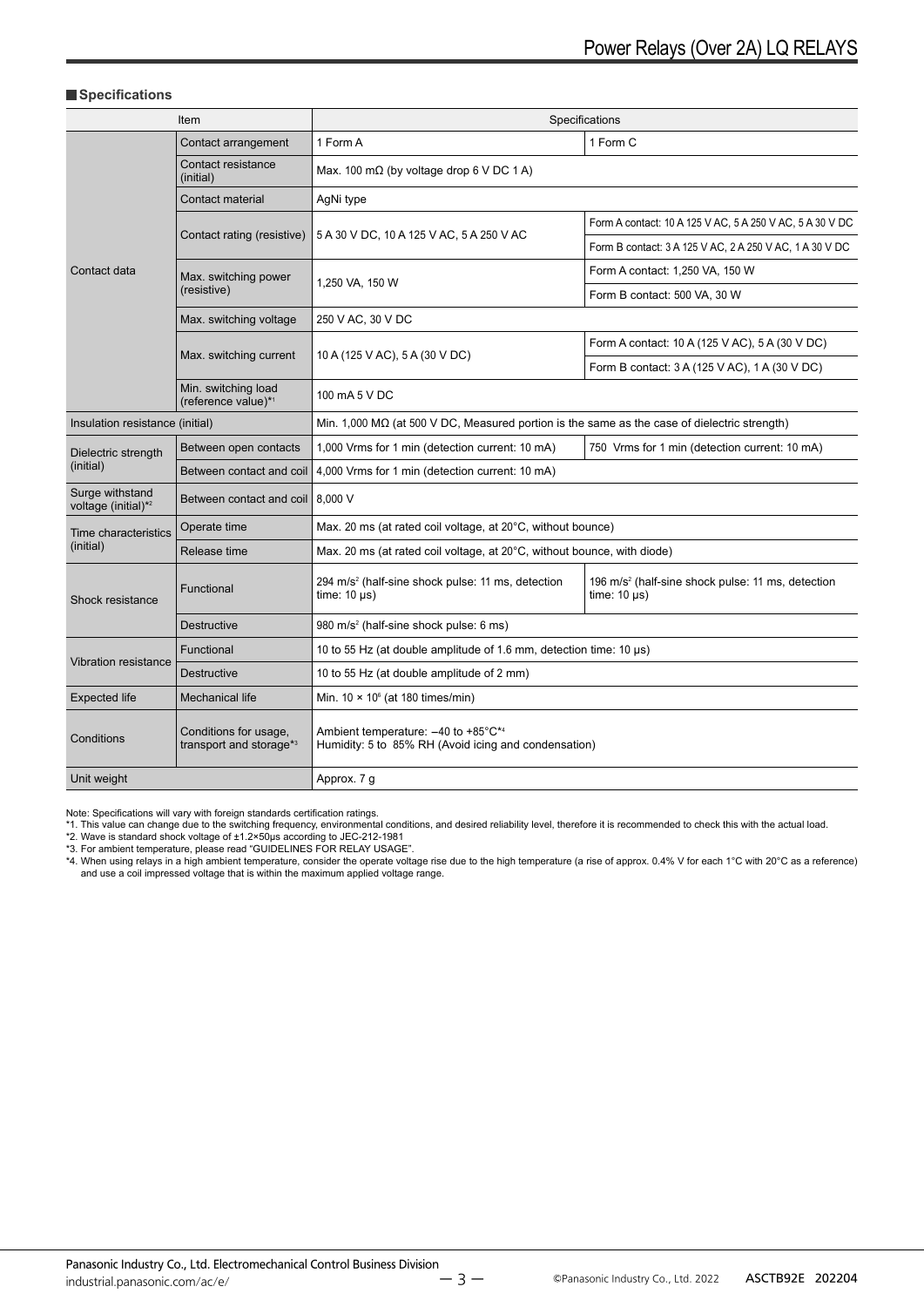## Specifications

| Item | | Specifications | |
|---|---|---|---|
| Contact data | Contact arrangement | 1 Form A | 1 Form C |
| | Contact resistance (initial) | Max. 100 mΩ (by voltage drop 6 V DC 1 A) | |
| | Contact material | AgNi type | |
| | Contact rating (resistive) | 5 A 30 V DC, 10 A 125 V AC, 5 A 250 V AC | Form A contact: 10 A 125 V AC, 5 A 250 V AC, 5 A 30 V DC |
| | | | Form B contact: 3 A 125 V AC, 2 A 250 V AC, 1 A 30 V DC |
| | Max. switching power (resistive) | 1,250 VA, 150 W | Form A contact: 1,250 VA, 150 W |
| | | | Form B contact: 500 VA, 30 W |
| | Max. switching voltage | 250 V AC, 30 V DC | |
| | Max. switching current | 10 A (125 V AC), 5 A (30 V DC) | Form A contact: 10 A (125 V AC), 5 A (30 V DC) |
| | | | Form B contact: 3 A (125 V AC), 1 A (30 V DC) |
| | Min. switching load (reference value)*1 | 100 mA 5 V DC | |
| Insulation resistance (initial) | | Min. 1,000 MΩ (at 500 V DC, Measured portion is the same as the case of dielectric strength) | |
| Dielectric strength (initial) | Between open contacts | 1,000 Vrms for 1 min (detection current: 10 mA) | 750 Vrms for 1 min (detection current: 10 mA) |
| | Between contact and coil | 4,000 Vrms for 1 min (detection current: 10 mA) | |
| Surge withstand voltage (initial)*2 | Between contact and coil | 8,000 V | |
| Time characteristics (initial) | Operate time | Max. 20 ms (at rated coil voltage, at 20°C, without bounce) | |
| | Release time | Max. 20 ms (at rated coil voltage, at 20°C, without bounce, with diode) | |
| Shock resistance | Functional | 294 m/s² (half-sine shock pulse: 11 ms, detection time: 10 μs) | 196 m/s² (half-sine shock pulse: 11 ms, detection time: 10 μs) |
| | Destructive | 980 m/s² (half-sine shock pulse: 6 ms) | |
| Vibration resistance | Functional | 10 to 55 Hz (at double amplitude of 1.6 mm, detection time: 10 μs) | |
| | Destructive | 10 to 55 Hz (at double amplitude of 2 mm) | |
| Expected life | Mechanical life | Min. $10 \times 10^6$ (at 180 times/min) | |
| Conditions | Conditions for usage, transport and storage*3 | Ambient temperature: −40 to +85°C*4<br>Humidity: 5 to 85% RH (Avoid icing and condensation) | |
| Unit weight | | Approx. 7 g | |

Note: Specifications will vary with foreign standards certification ratings.
*1. This value can change due to the switching frequency, environmental conditions, and desired reliability level, therefore it is recommended to check this with the actual load.
*2. Wave is standard shock voltage of ±1.2×50μs according to JEC-212-1981
*3. For ambient temperature, please read "GUIDELINES FOR RELAY USAGE".
*4. When using relays in a high ambient temperature, consider the operate voltage rise due to the high temperature (a rise of approx. 0.4% V for each 1°C with 20°C as a reference) and use a coil impressed voltage that is within the maximum applied voltage range.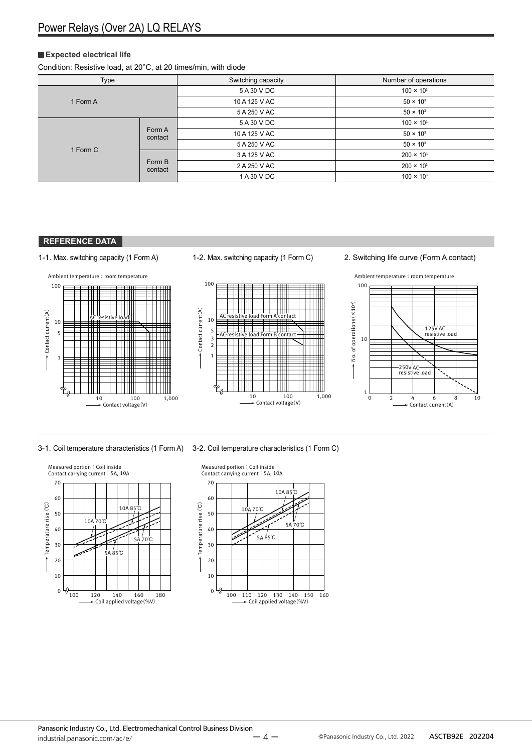## Expected electrical life

Condition: Resistive load, at 20°C, at 20 times/min, with diode

| Type | | Switching capacity | Number of operations |
|---|---|---|---|
| 1 Form A | | 5 A 30 V DC | $100 \times 10^3$ |
| | | 10 A 125 V AC | $50 \times 10^3$ |
| | | 5 A 250 V AC | $50 \times 10^3$ |
| 1 Form C | Form A contact | 5 A 30 V DC | $100 \times 10^3$ |
| | | 10 A 125 V AC | $50 \times 10^3$ |
| | | 5 A 250 V AC | $50 \times 10^3$ |
| | Form B contact | 3 A 125 V AC | $200 \times 10^3$ |
| | | 2 A 250 V AC | $200 \times 10^3$ |
| | | 1 A 30 V DC | $100 \times 10^3$ |

## REFERENCE DATA

1-1. Max. switching capacity (1 Form A)

Ambient temperature：room temperature

1-2. Max. switching capacity (1 Form C)

2. Switching life curve (Form A contact)

Ambient temperature：room temperature

3-1. Coil temperature characteristics (1 Form A)

Measured portion：Coil inside
Contact carrying current：5A, 10A

3-2. Coil temperature characteristics (1 Form C)

Measured portion：Coil inside
Contact carrying current：5A, 10A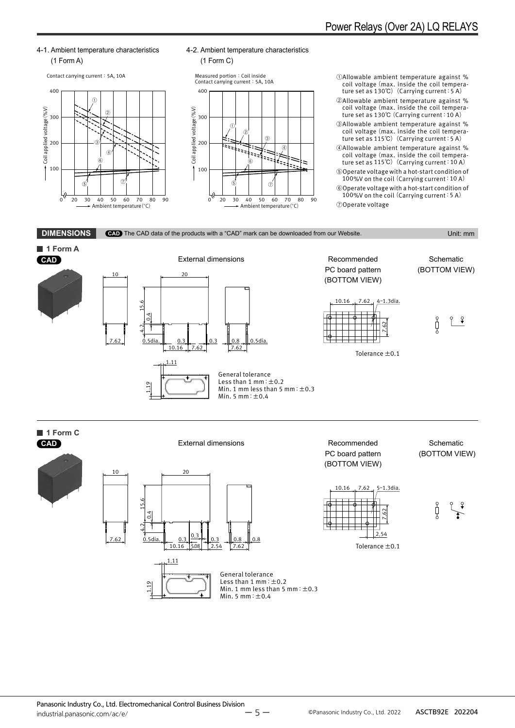4-1. Ambient temperature characteristics (1 Form A)

Contact carrying current：5A, 10A

4-2. Ambient temperature characteristics (1 Form C)

Measured portion：Coil inside
Contact carrying current：5A, 10A

①Allowable ambient temperature against % coil voltage (max. inside the coil temperature set as 130℃) (Carrying current：5 A)

②Allowable ambient temperature against % coil voltage (max. inside the coil temperature set as 130℃ (Carrying current：10 A)

③Allowable ambient temperature against % coil voltage (max. inside the coil temperature set as 115℃) (Carrying current：5 A)

④Allowable ambient temperature against % coil voltage (max. inside the coil temperature set as 115℃) (Carrying current：10 A)

⑤Operate voltage with a hot-start condition of 100%V on the coil (Carrying current：10 A)

⑥Operate voltage with a hot-start condition of 100%V on the coil (Carrying current：5 A)

⑦Operate voltage

## DIMENSIONS

CAD The CAD data of the products with a "CAD" mark can be downloaded from our Website.

Unit: mm

### 1 Form A

CAD

External dimensions

Recommended PC board pattern (BOTTOM VIEW)

4-1.3dia.

Tolerance ±0.1

Schematic (BOTTOM VIEW)

General tolerance
Less than 1 mm：±0.2
Min. 1 mm less than 5 mm：±0.3
Min. 5 mm：±0.4

### 1 Form C

CAD

External dimensions

Recommended PC board pattern (BOTTOM VIEW)

5-1.3dia.

Tolerance ±0.1

Schematic (BOTTOM VIEW)

General tolerance
Less than 1 mm：±0.2
Min. 1 mm less than 5 mm：±0.3
Min. 5 mm：±0.4

Panasonic Industry Co., Ltd. Electromechanical Control Business Division
industrial.panasonic.com/ac/e/

©Panasonic Industry Co., Ltd. 2022 ASCTB92E 202204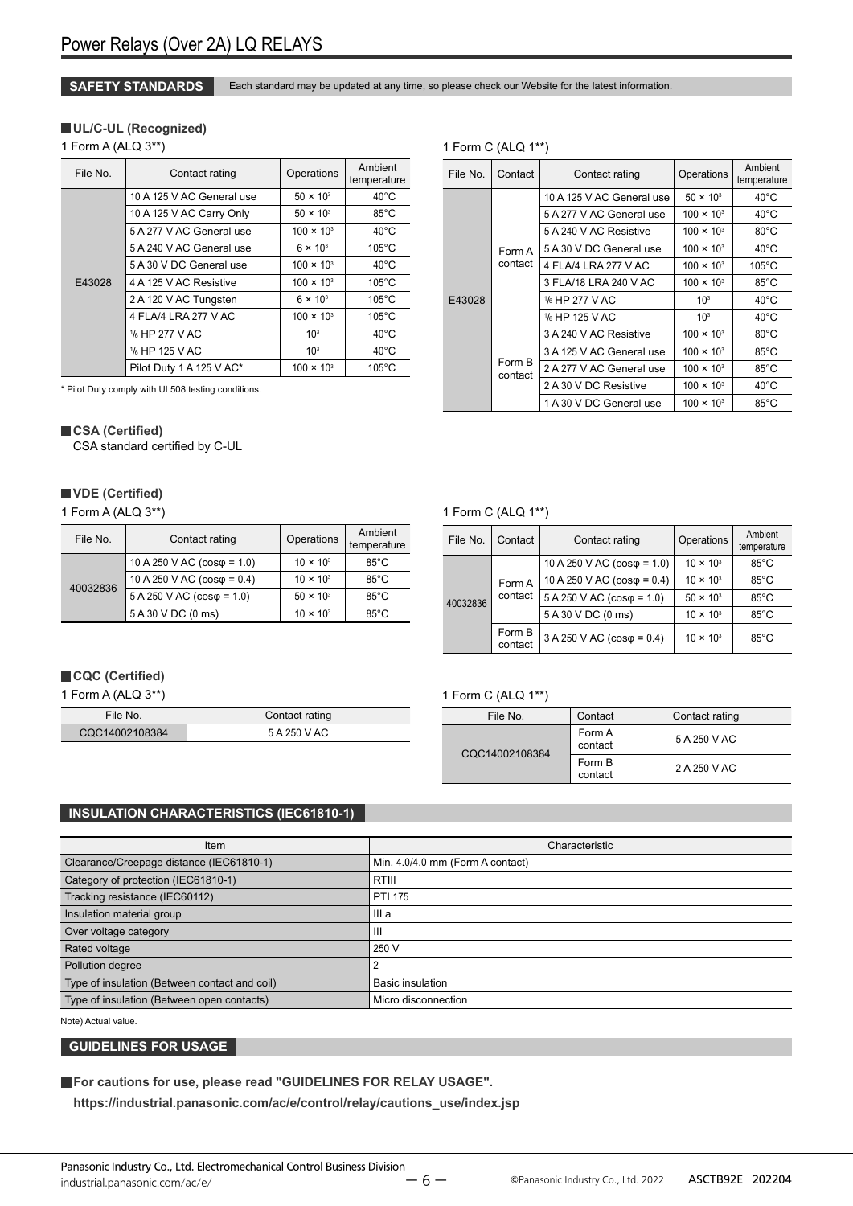# Power Relays (Over 2A) LQ RELAYS

## SAFETY STANDARDS

Each standard may be updated at any time, so please check our Website for the latest information.

### UL/C-UL (Recognized)

1 Form A (ALQ 3**)

| File No. | Contact rating | Operations | Ambient temperature |
|---|---|---|---|
| E43028 | 10 A 125 V AC General use | $50 \times 10^3$ | 40°C |
| | 10 A 125 V AC Carry Only | $50 \times 10^3$ | 85°C |
| | 5 A 277 V AC General use | $100 \times 10^3$ | 40°C |
| | 5 A 240 V AC General use | $6 \times 10^3$ | 105°C |
| | 5 A 30 V DC General use | $100 \times 10^3$ | 40°C |
| | 4 A 125 V AC Resistive | $100 \times 10^3$ | 105°C |
| | 2 A 120 V AC Tungsten | $6 \times 10^3$ | 105°C |
| | 4 FLA/4 LRA 277 V AC | $100 \times 10^3$ | 105°C |
| | 1/6 HP 277 V AC | $10^3$ | 40°C |
| | 1/6 HP 125 V AC | $10^3$ | 40°C |
| | Pilot Duty 1 A 125 V AC* | $100 \times 10^3$ | 105°C |

\* Pilot Duty comply with UL508 testing conditions.

1 Form C (ALQ 1**)

| File No. | Contact | Contact rating | Operations | Ambient temperature |
|---|---|---|---|---|
| E43028 | Form A contact | 10 A 125 V AC General use | $50 \times 10^3$ | 40°C |
| | | 5 A 277 V AC General use | $100 \times 10^3$ | 40°C |
| | | 5 A 240 V AC Resistive | $100 \times 10^3$ | 80°C |
| | | 5 A 30 V DC General use | $100 \times 10^3$ | 40°C |
| | | 4 FLA/4 LRA 277 V AC | $100 \times 10^3$ | 105°C |
| | | 3 FLA/18 LRA 240 V AC | $100 \times 10^3$ | 85°C |
| | | 1/6 HP 277 V AC | $10^3$ | 40°C |
| | | 1/6 HP 125 V AC | $10^3$ | 40°C |
| | Form B contact | 3 A 240 V AC Resistive | $100 \times 10^3$ | 80°C |
| | | 3 A 125 V AC General use | $100 \times 10^3$ | 85°C |
| | | 2 A 277 V AC General use | $100 \times 10^3$ | 85°C |
| | | 2 A 30 V DC Resistive | $100 \times 10^3$ | 40°C |
| | | 1 A 30 V DC General use | $100 \times 10^3$ | 85°C |

### CSA (Certified)

CSA standard certified by C-UL

### VDE (Certified)

1 Form A (ALQ 3**)

| File No. | Contact rating | Operations | Ambient temperature |
|---|---|---|---|
| 40032836 | 10 A 250 V AC (cosφ = 1.0) | $10 \times 10^3$ | 85°C |
| | 10 A 250 V AC (cosφ = 0.4) | $10 \times 10^3$ | 85°C |
| | 5 A 250 V AC (cosφ = 1.0) | $50 \times 10^3$ | 85°C |
| | 5 A 30 V DC (0 ms) | $10 \times 10^3$ | 85°C |

1 Form C (ALQ 1**)

| File No. | Contact | Contact rating | Operations | Ambient temperature |
|---|---|---|---|---|
| 40032836 | Form A contact | 10 A 250 V AC (cosφ = 1.0) | $10 \times 10^3$ | 85°C |
| | | 10 A 250 V AC (cosφ = 0.4) | $10 \times 10^3$ | 85°C |
| | | 5 A 250 V AC (cosφ = 1.0) | $50 \times 10^3$ | 85°C |
| | | 5 A 30 V DC (0 ms) | $10 \times 10^3$ | 85°C |
| | Form B contact | 3 A 250 V AC (cosφ = 0.4) | $10 \times 10^3$ | 85°C |

### CQC (Certified)

1 Form A (ALQ 3**)

| File No. | Contact rating |
|---|---|
| CQC14002108384 | 5 A 250 V AC |

1 Form C (ALQ 1**)

| File No. | Contact | Contact rating |
|---|---|---|
| CQC14002108384 | Form A contact | 5 A 250 V AC |
| | Form B contact | 2 A 250 V AC |

## INSULATION CHARACTERISTICS (IEC61810-1)

| Item | Characteristic |
|---|---|
| Clearance/Creepage distance (IEC61810-1) | Min. 4.0/4.0 mm (Form A contact) |
| Category of protection (IEC61810-1) | RTIII |
| Tracking resistance (IEC60112) | PTI 175 |
| Insulation material group | III a |
| Over voltage category | III |
| Rated voltage | 250 V |
| Pollution degree | 2 |
| Type of insulation (Between contact and coil) | Basic insulation |
| Type of insulation (Between open contacts) | Micro disconnection |

Note) Actual value.

## GUIDELINES FOR USAGE

**For cautions for use, please read "GUIDELINES FOR RELAY USAGE".**

**https://industrial.panasonic.com/ac/e/control/relay/cautions_use/index.jsp**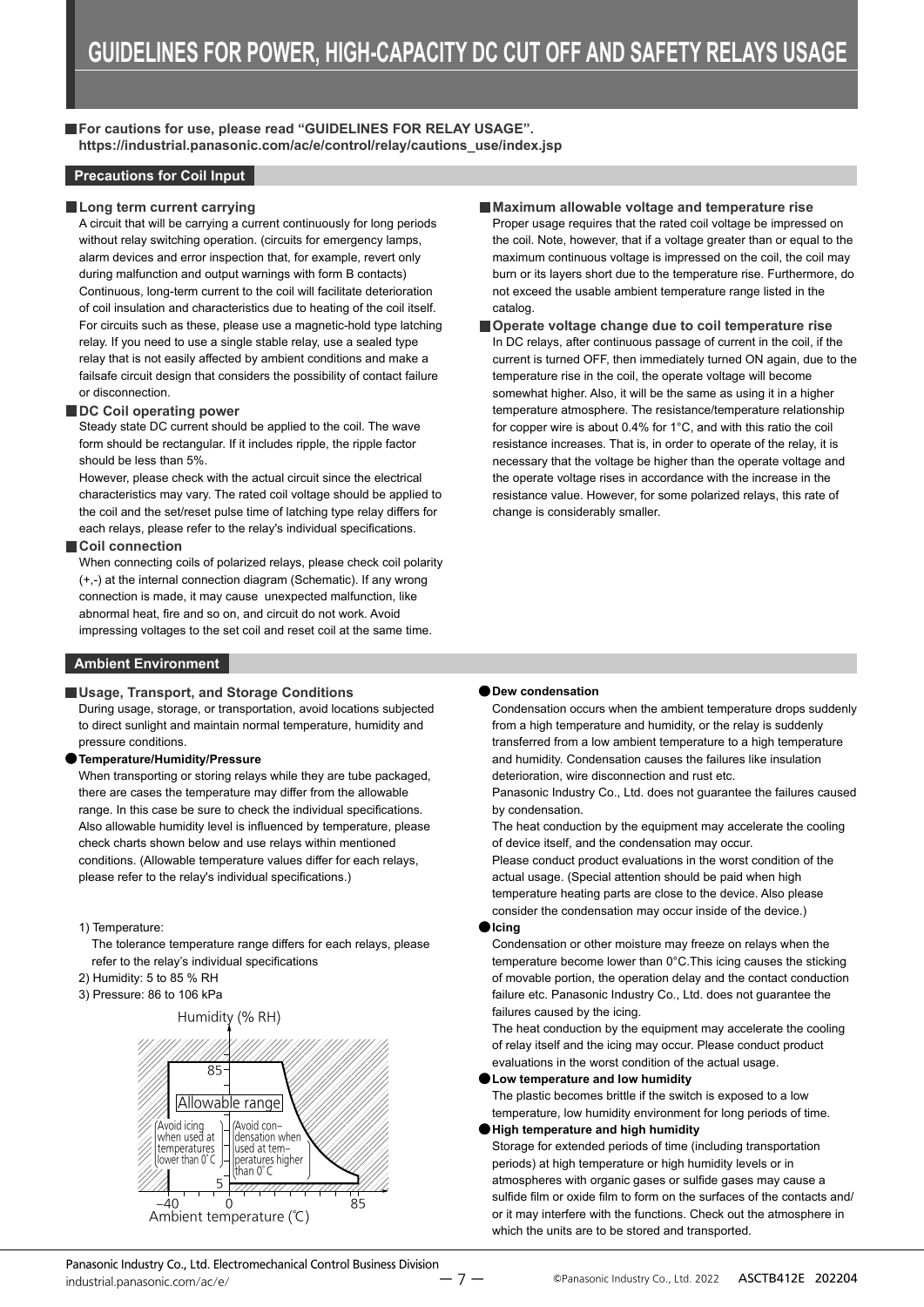# GUIDELINES FOR POWER, HIGH-CAPACITY DC CUT OFF AND SAFETY RELAYS USAGE

■ **For cautions for use, please read "GUIDELINES FOR RELAY USAGE".**
**https://industrial.panasonic.com/ac/e/control/relay/cautions_use/index.jsp**

## Precautions for Coil Input

### ■ Long term current carrying

A circuit that will be carrying a current continuously for long periods without relay switching operation. (circuits for emergency lamps, alarm devices and error inspection that, for example, revert only during malfunction and output warnings with form B contacts)
Continuous, long-term current to the coil will facilitate deterioration of coil insulation and characteristics due to heating of the coil itself.
For circuits such as these, please use a magnetic-hold type latching relay. If you need to use a single stable relay, use a sealed type relay that is not easily affected by ambient conditions and make a failsafe circuit design that considers the possibility of contact failure or disconnection.

### ■ DC Coil operating power

Steady state DC current should be applied to the coil. The wave form should be rectangular. If it includes ripple, the ripple factor should be less than 5%.
However, please check with the actual circuit since the electrical characteristics may vary. The rated coil voltage should be applied to the coil and the set/reset pulse time of latching type relay differs for each relays, please refer to the relay's individual specifications.

### ■ Coil connection

When connecting coils of polarized relays, please check coil polarity (+,-) at the internal connection diagram (Schematic). If any wrong connection is made, it may cause unexpected malfunction, like abnormal heat, fire and so on, and circuit do not work. Avoid impressing voltages to the set coil and reset coil at the same time.

### ■ Maximum allowable voltage and temperature rise

Proper usage requires that the rated coil voltage be impressed on the coil. Note, however, that if a voltage greater than or equal to the maximum continuous voltage is impressed on the coil, the coil may burn or its layers short due to the temperature rise. Furthermore, do not exceed the usable ambient temperature range listed in the catalog.

### ■ Operate voltage change due to coil temperature rise

In DC relays, after continuous passage of current in the coil, if the current is turned OFF, then immediately turned ON again, due to the temperature rise in the coil, the operate voltage will become somewhat higher. Also, it will be the same as using it in a higher temperature atmosphere. The resistance/temperature relationship for copper wire is about 0.4% for 1°C, and with this ratio the coil resistance increases. That is, in order to operate of the relay, it is necessary that the voltage be higher than the operate voltage and the operate voltage rises in accordance with the increase in the resistance value. However, for some polarized relays, this rate of change is considerably smaller.

## Ambient Environment

### ■ Usage, Transport, and Storage Conditions

During usage, storage, or transportation, avoid locations subjected to direct sunlight and maintain normal temperature, humidity and pressure conditions.

**● Temperature/Humidity/Pressure**

When transporting or storing relays while they are tube packaged, there are cases the temperature may differ from the allowable range. In this case be sure to check the individual specifications. Also allowable humidity level is influenced by temperature, please check charts shown below and use relays within mentioned conditions. (Allowable temperature values differ for each relays, please refer to the relay's individual specifications.)

1) Temperature:
   The tolerance temperature range differs for each relays, please refer to the relay's individual specifications
2) Humidity: 5 to 85 % RH
3) Pressure: 86 to 106 kPa

Humidity (% RH)

Allowable range

(Avoid icing when used at temperatures lower than 0°C) (Avoid condensation when used at temperatures higher than 0°C)

Ambient temperature (℃)

**● Dew condensation**

Condensation occurs when the ambient temperature drops suddenly from a high temperature and humidity, or the relay is suddenly transferred from a low ambient temperature to a high temperature and humidity. Condensation causes the failures like insulation deterioration, wire disconnection and rust etc.
Panasonic Industry Co., Ltd. does not guarantee the failures caused by condensation.
The heat conduction by the equipment may accelerate the cooling of device itself, and the condensation may occur.
Please conduct product evaluations in the worst condition of the actual usage. (Special attention should be paid when high temperature heating parts are close to the device. Also please consider the condensation may occur inside of the device.)

**● Icing**

Condensation or other moisture may freeze on relays when the temperature become lower than 0°C.This icing causes the sticking of movable portion, the operation delay and the contact conduction failure etc. Panasonic Industry Co., Ltd. does not guarantee the failures caused by the icing.
The heat conduction by the equipment may accelerate the cooling of relay itself and the icing may occur. Please conduct product evaluations in the worst condition of the actual usage.

**● Low temperature and low humidity**

The plastic becomes brittle if the switch is exposed to a low temperature, low humidity environment for long periods of time.

**● High temperature and high humidity**

Storage for extended periods of time (including transportation periods) at high temperature or high humidity levels or in atmospheres with organic gases or sulfide gases may cause a sulfide film or oxide film to form on the surfaces of the contacts and/or it may interfere with the functions. Check out the atmosphere in which the units are to be stored and transported.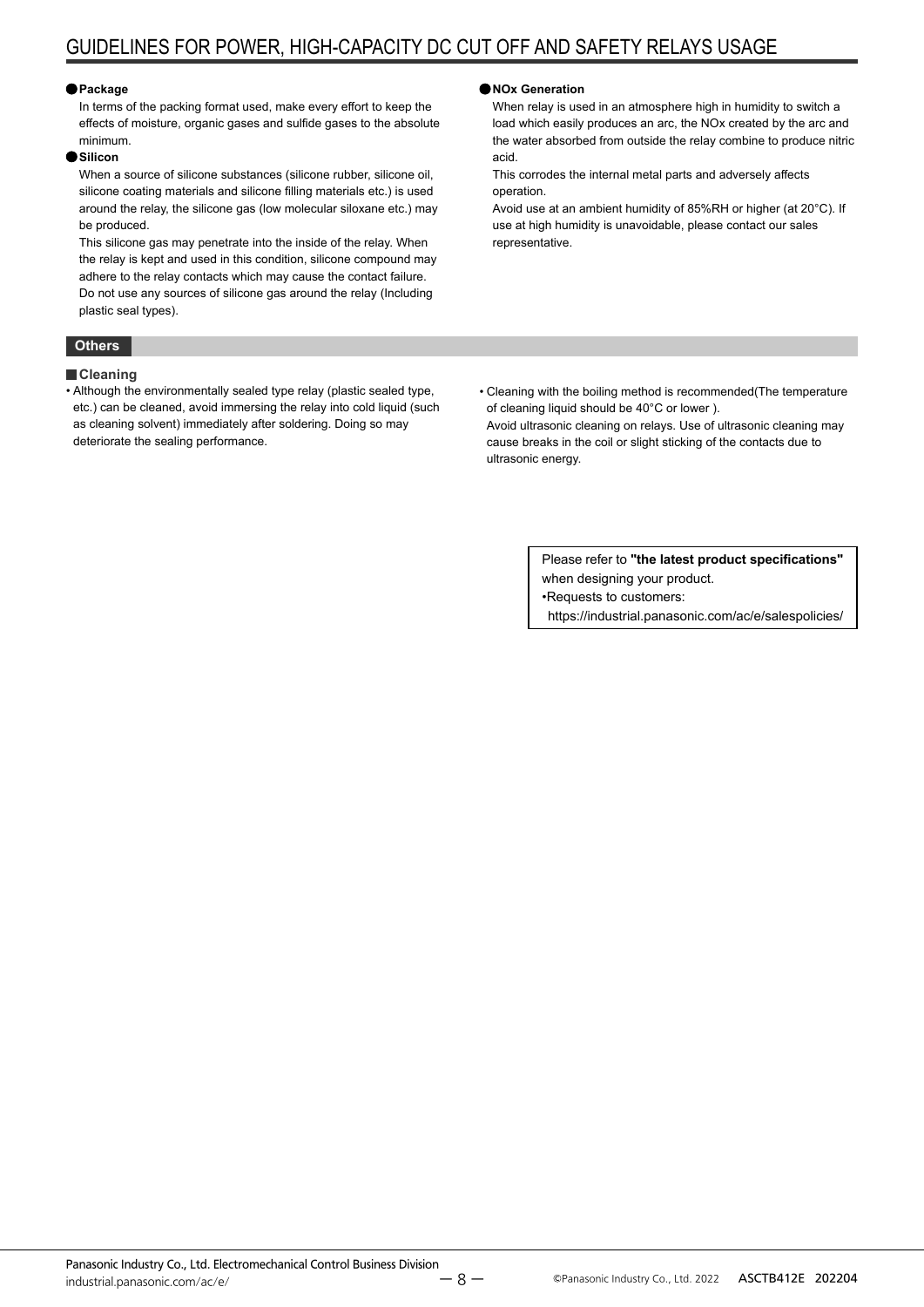### Package

In terms of the packing format used, make every effort to keep the effects of moisture, organic gases and sulfide gases to the absolute minimum.

### Silicon

When a source of silicone substances (silicone rubber, silicone oil, silicone coating materials and silicone filling materials etc.) is used around the relay, the silicone gas (low molecular siloxane etc.) may be produced.

This silicone gas may penetrate into the inside of the relay. When the relay is kept and used in this condition, silicone compound may adhere to the relay contacts which may cause the contact failure. Do not use any sources of silicone gas around the relay (Including plastic seal types).

### NOx Generation

When relay is used in an atmosphere high in humidity to switch a load which easily produces an arc, the NOx created by the arc and the water absorbed from outside the relay combine to produce nitric acid.

This corrodes the internal metal parts and adversely affects operation.

Avoid use at an ambient humidity of 85%RH or higher (at 20°C). If use at high humidity is unavoidable, please contact our sales representative.

## Others

### Cleaning

- Although the environmentally sealed type relay (plastic sealed type, etc.) can be cleaned, avoid immersing the relay into cold liquid (such as cleaning solvent) immediately after soldering. Doing so may deteriorate the sealing performance.
- Cleaning with the boiling method is recommended(The temperature of cleaning liquid should be 40°C or lower ).
  Avoid ultrasonic cleaning on relays. Use of ultrasonic cleaning may cause breaks in the coil or slight sticking of the contacts due to ultrasonic energy.

Please refer to **"the latest product specifications"** when designing your product.
•Requests to customers:
https://industrial.panasonic.com/ac/e/salespolicies/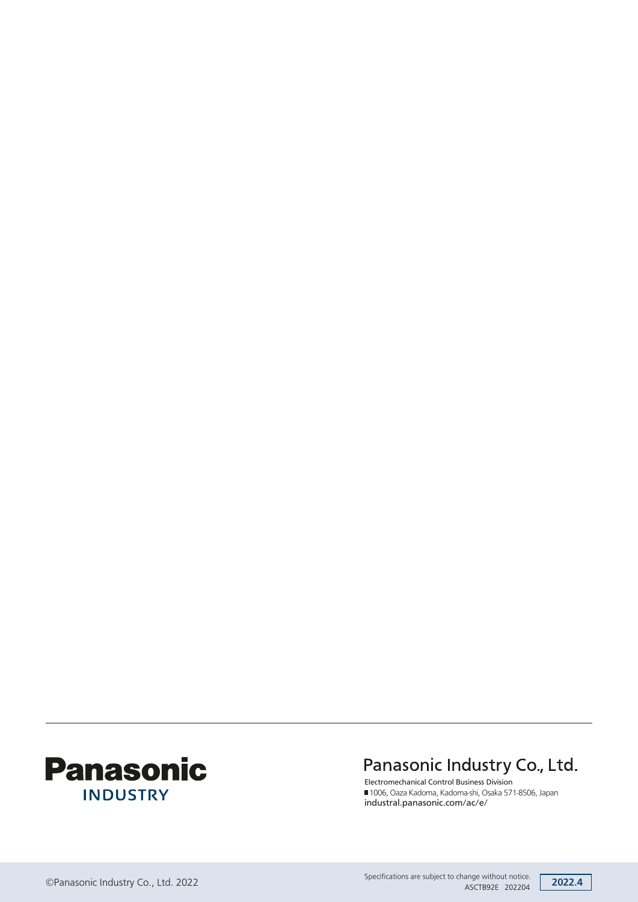Panasonic
INDUSTRY

Panasonic Industry Co., Ltd.

Electromechanical Control Business Division

■1006, Oaza Kadoma, Kadoma-shi, Osaka 571-8506, Japan

industral.panasonic.com/ac/e/

©Panasonic Industry Co., Ltd. 2022

Specifications are subject to change without notice.

ASCTB92E 202204

2022.4